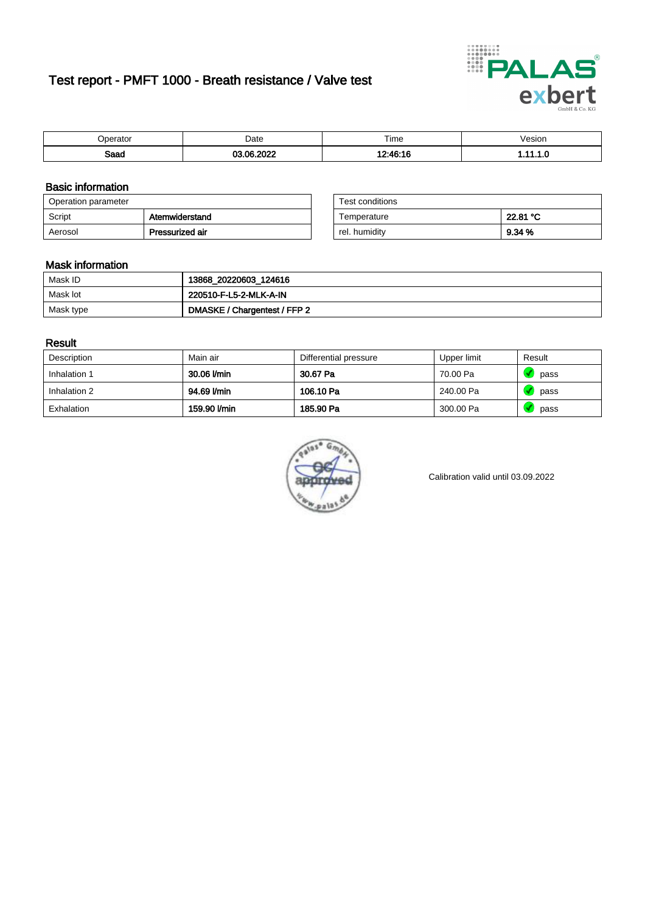# Test report - PMFT 1000 - Breath resistance / Valve test

| Operator | Date | Time | Vesion |
|---|---|---|---|
| **Saad** | **03.06.2022** | **12:46:16** | **1.11.1.0** |

## Basic information

| Operation parameter | |
|---|---|
| Script | **Atemwiderstand** |
| Aerosol | **Pressurized air** |

| Test conditions | |
|---|---|
| Temperature | **22.81 °C** |
| rel. humidity | **9.34 %** |

## Mask information

| | |
|---|---|
| Mask ID | **13868_20220603_124616** |
| Mask lot | **220510-F-L5-2-MLK-A-IN** |
| Mask type | **DMASKE / Chargentest / FFP 2** |

## Result

| Description | Main air | Differential pressure | Upper limit | Result |
|---|---|---|---|---|
| Inhalation 1 | **30.06 l/min** | **30.67 Pa** | 70.00 Pa | pass |
| Inhalation 2 | **94.69 l/min** | **106.10 Pa** | 240.00 Pa | pass |
| Exhalation | **159.90 l/min** | **185.90 Pa** | 300.00 Pa | pass |

Calibration valid until 03.09.2022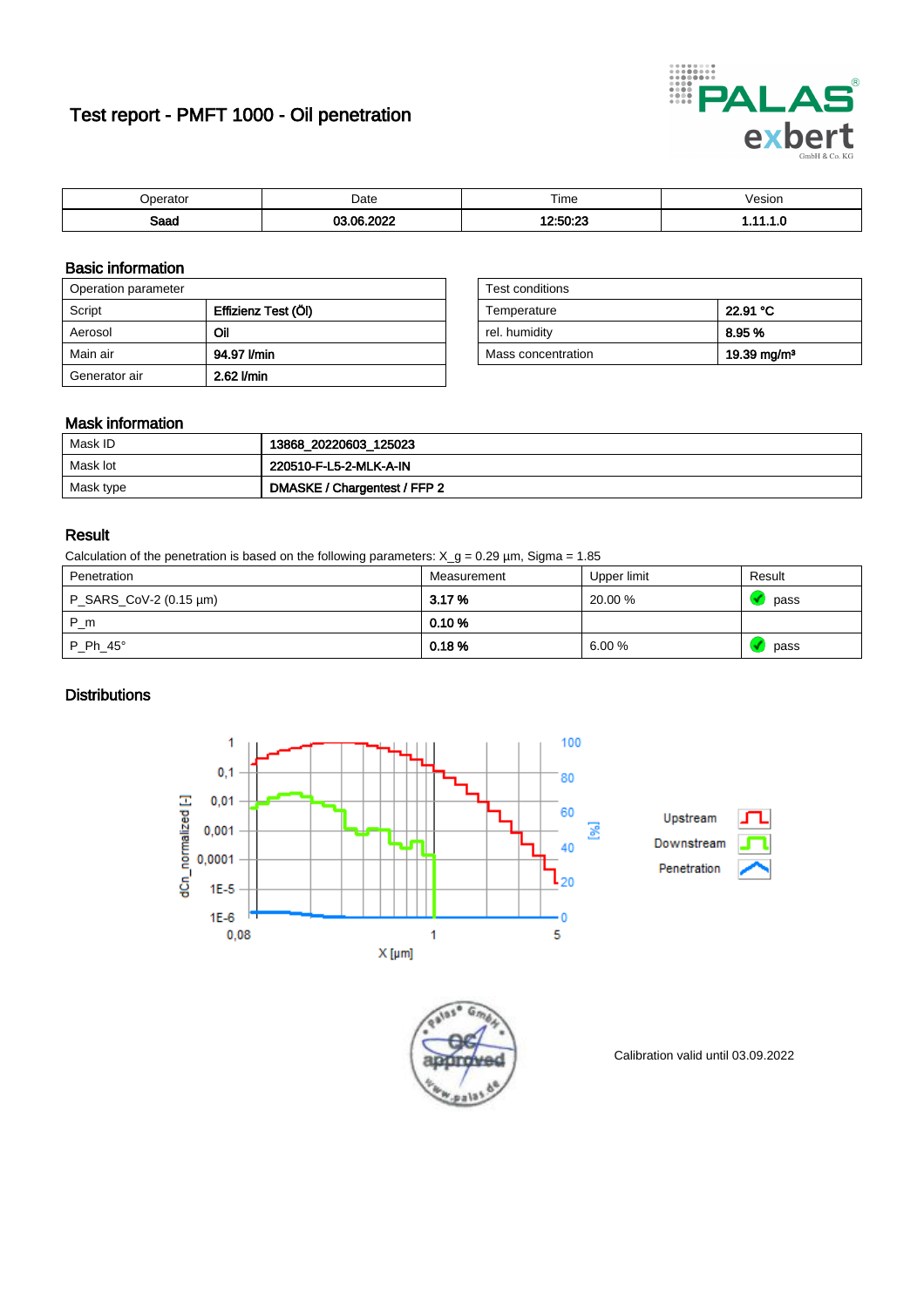# Test report - PMFT 1000 - Oil penetration

PALAS exbert GmbH & Co. KG

| Operator | Date | Time | Vesion |
| --- | --- | --- | --- |
| **Saad** | **03.06.2022** | **12:50:23** | **1.11.1.0** |

## Basic information

| Operation parameter | |
| --- | --- |
| Script | **Effizienz Test (Öl)** |
| Aerosol | **Oil** |
| Main air | **94.97 l/min** |
| Generator air | **2.62 l/min** |

| Test conditions | |
| --- | --- |
| Temperature | **22.91 °C** |
| rel. humidity | **8.95 %** |
| Mass concentration | **19.39 mg/m³** |

## Mask information

| | |
| --- | --- |
| Mask ID | **13868_20220603_125023** |
| Mask lot | **220510-F-L5-2-MLK-A-IN** |
| Mask type | **DMASKE / Chargentest / FFP 2** |

## Result

Calculation of the penetration is based on the following parameters: X_g = 0.29 µm, Sigma = 1.85

| Penetration | Measurement | Upper limit | Result |
| --- | --- | --- | --- |
| P_SARS_CoV-2 (0.15 µm) | **3.17 %** | 20.00 % | pass |
| P_m | **0.10 %** | | |
| P_Ph_45° | **0.18 %** | 6.00 % | pass |

## Distributions

dCn_normalized [-]
1
0,1
0,01
0,001
0,0001
1E-5
1E-6
0,08
1
5
X [µm]
[%]
100
80
60
40
20
0
Upstream
Downstream
Penetration

QC approved
Palas® GmbH
www.palas.de

Calibration valid until 03.09.2022